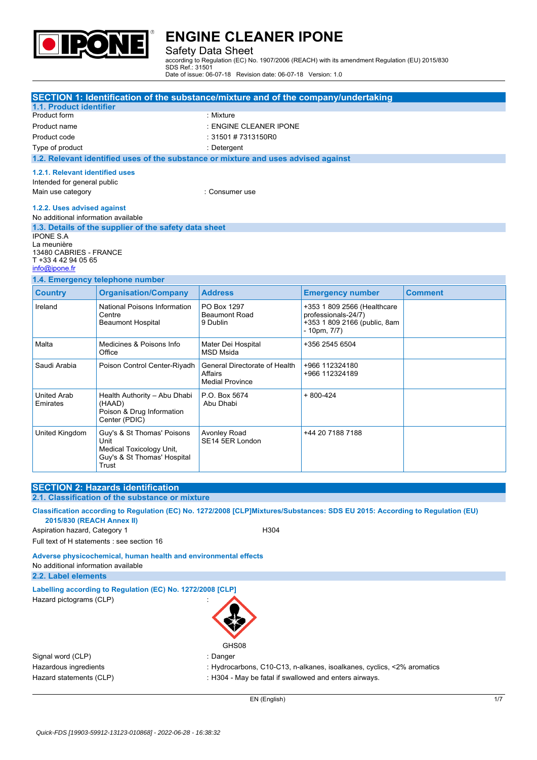# ENGINE CLEANER IPONE

Safety Data Sheet

according to Regulation (EC) No. 1907/2006 (REACH) with its amendment Regulation (EU) 2015/830
SDS Ref.: 31501
Date of issue: 06-07-18 Revision date: 06-07-18 Version: 1.0

## SECTION 1: Identification of the substance/mixture and of the company/undertaking

### 1.1. Product identifier

| | |
|---|---|
| Product form | : Mixture |
| Product name | : ENGINE CLEANER IPONE |
| Product code | : 31501 # 7313150R0 |
| Type of product | : Detergent |

### 1.2. Relevant identified uses of the substance or mixture and uses advised against

#### 1.2.1. Relevant identified uses

Intended for general public

Main use category : Consumer use

#### 1.2.2. Uses advised against

No additional information available

### 1.3. Details of the supplier of the safety data sheet

IPONE S.A
La meunière
13480 CABRIES - FRANCE
T +33 4 42 94 05 65
info@ipone.fr

### 1.4. Emergency telephone number

| Country | Organisation/Company | Address | Emergency number | Comment |
|---|---|---|---|---|
| Ireland | National Poisons Information Centre Beaumont Hospital | PO Box 1297 Beaumont Road 9 Dublin | +353 1 809 2566 (Healthcare professionals-24/7) +353 1 809 2166 (public, 8am - 10pm, 7/7) | |
| Malta | Medicines & Poisons Info Office | Mater Dei Hospital MSD Msida | +356 2545 6504 | |
| Saudi Arabia | Poison Control Center-Riyadh | General Directorate of Health Affairs Medial Province | +966 112324180 +966 112324189 | |
| United Arab Emirates | Health Authority – Abu Dhabi (HAAD) Poison & Drug Information Center (PDIC) | P.O. Box 5674 Abu Dhabi | + 800-424 | |
| United Kingdom | Guy's & St Thomas' Poisons Unit Medical Toxicology Unit, Guy's & St Thomas' Hospital Trust | Avonley Road SE14 5ER London | +44 20 7188 7188 | |

## SECTION 2: Hazards identification

### 2.1. Classification of the substance or mixture

**Classification according to Regulation (EC) No. 1272/2008 [CLP]Mixtures/Substances: SDS EU 2015: According to Regulation (EU) 2015/830 (REACH Annex II)**

Aspiration hazard, Category 1 H304

Full text of H statements : see section 16

**Adverse physicochemical, human health and environmental effects**

No additional information available

### 2.2. Label elements

**Labelling according to Regulation (EC) No. 1272/2008 [CLP]**

Hazard pictograms (CLP) :

GHS08

| | |
|---|---|
| Signal word (CLP) | : Danger |
| Hazardous ingredients | : Hydrocarbons, C10-C13, n-alkanes, isoalkanes, cyclics, <2% aromatics |
| Hazard statements (CLP) | : H304 - May be fatal if swallowed and enters airways. |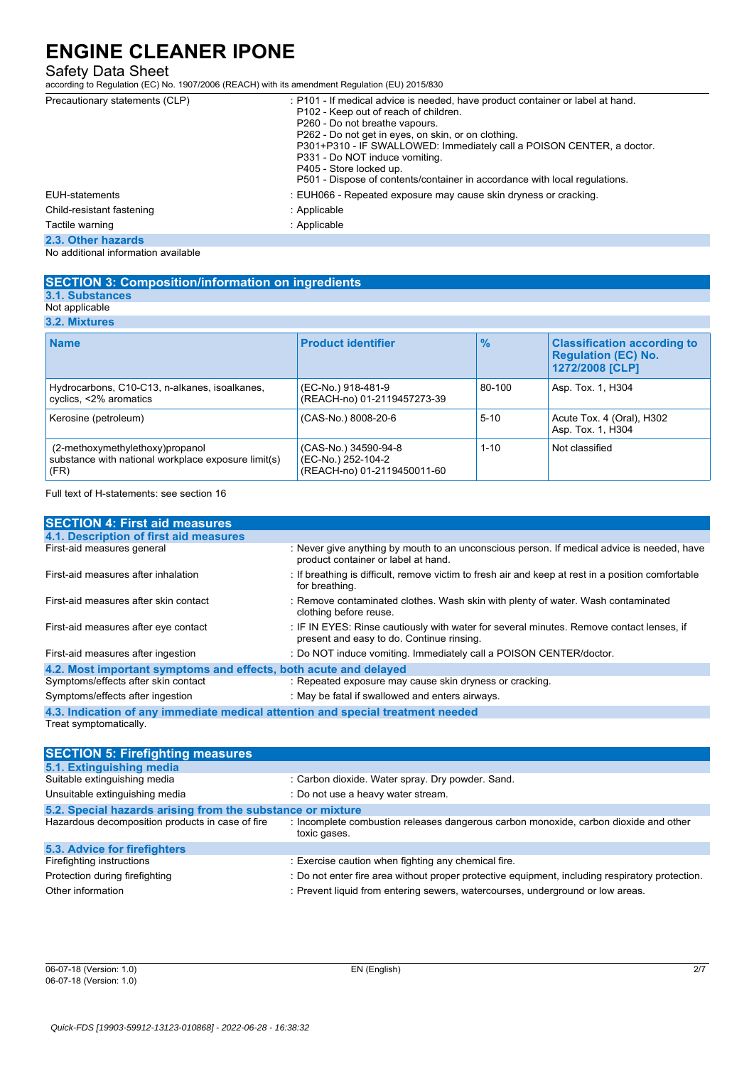| | |
|---|---|
| Precautionary statements (CLP) | : P101 - If medical advice is needed, have product container or label at hand.<br>P102 - Keep out of reach of children.<br>P260 - Do not breathe vapours.<br>P262 - Do not get in eyes, on skin, or on clothing.<br>P301+P310 - IF SWALLOWED: Immediately call a POISON CENTER, a doctor.<br>P331 - Do NOT induce vomiting.<br>P405 - Store locked up.<br>P501 - Dispose of contents/container in accordance with local regulations. |
| EUH-statements | : EUH066 - Repeated exposure may cause skin dryness or cracking. |
| Child-resistant fastening | : Applicable |
| Tactile warning | : Applicable |

### 2.3. Other hazards

No additional information available

## SECTION 3: Composition/information on ingredients

### 3.1. Substances

Not applicable

### 3.2. Mixtures

| Name | Product identifier | % | Classification according to Regulation (EC) No. 1272/2008 [CLP] |
|---|---|---|---|
| Hydrocarbons, C10-C13, n-alkanes, isoalkanes, cyclics, <2% aromatics | (EC-No.) 918-481-9<br>(REACH-no) 01-2119457273-39 | 80-100 | Asp. Tox. 1, H304 |
| Kerosine (petroleum) | (CAS-No.) 8008-20-6 | 5-10 | Acute Tox. 4 (Oral), H302<br>Asp. Tox. 1, H304 |
| (2-methoxymethylethoxy)propanol<br>substance with national workplace exposure limit(s) (FR) | (CAS-No.) 34590-94-8<br>(EC-No.) 252-104-2<br>(REACH-no) 01-2119450011-60 | 1-10 | Not classified |

Full text of H-statements: see section 16

## SECTION 4: First aid measures

### 4.1. Description of first aid measures

| | |
|---|---|
| First-aid measures general | : Never give anything by mouth to an unconscious person. If medical advice is needed, have product container or label at hand. |
| First-aid measures after inhalation | : If breathing is difficult, remove victim to fresh air and keep at rest in a position comfortable for breathing. |
| First-aid measures after skin contact | : Remove contaminated clothes. Wash skin with plenty of water. Wash contaminated clothing before reuse. |
| First-aid measures after eye contact | : IF IN EYES: Rinse cautiously with water for several minutes. Remove contact lenses, if present and easy to do. Continue rinsing. |
| First-aid measures after ingestion | : Do NOT induce vomiting. Immediately call a POISON CENTER/doctor. |

### 4.2. Most important symptoms and effects, both acute and delayed

| | |
|---|---|
| Symptoms/effects after skin contact | : Repeated exposure may cause skin dryness or cracking. |
| Symptoms/effects after ingestion | : May be fatal if swallowed and enters airways. |

### 4.3. Indication of any immediate medical attention and special treatment needed

Treat symptomatically.

## SECTION 5: Firefighting measures

### 5.1. Extinguishing media

| | |
|---|---|
| Suitable extinguishing media | : Carbon dioxide. Water spray. Dry powder. Sand. |
| Unsuitable extinguishing media | : Do not use a heavy water stream. |

### 5.2. Special hazards arising from the substance or mixture

| | |
|---|---|
| Hazardous decomposition products in case of fire | : Incomplete combustion releases dangerous carbon monoxide, carbon dioxide and other toxic gases. |

### 5.3. Advice for firefighters

| | |
|---|---|
| Firefighting instructions | : Exercise caution when fighting any chemical fire. |
| Protection during firefighting | : Do not enter fire area without proper protective equipment, including respiratory protection. |
| Other information | : Prevent liquid from entering sewers, watercourses, underground or low areas. |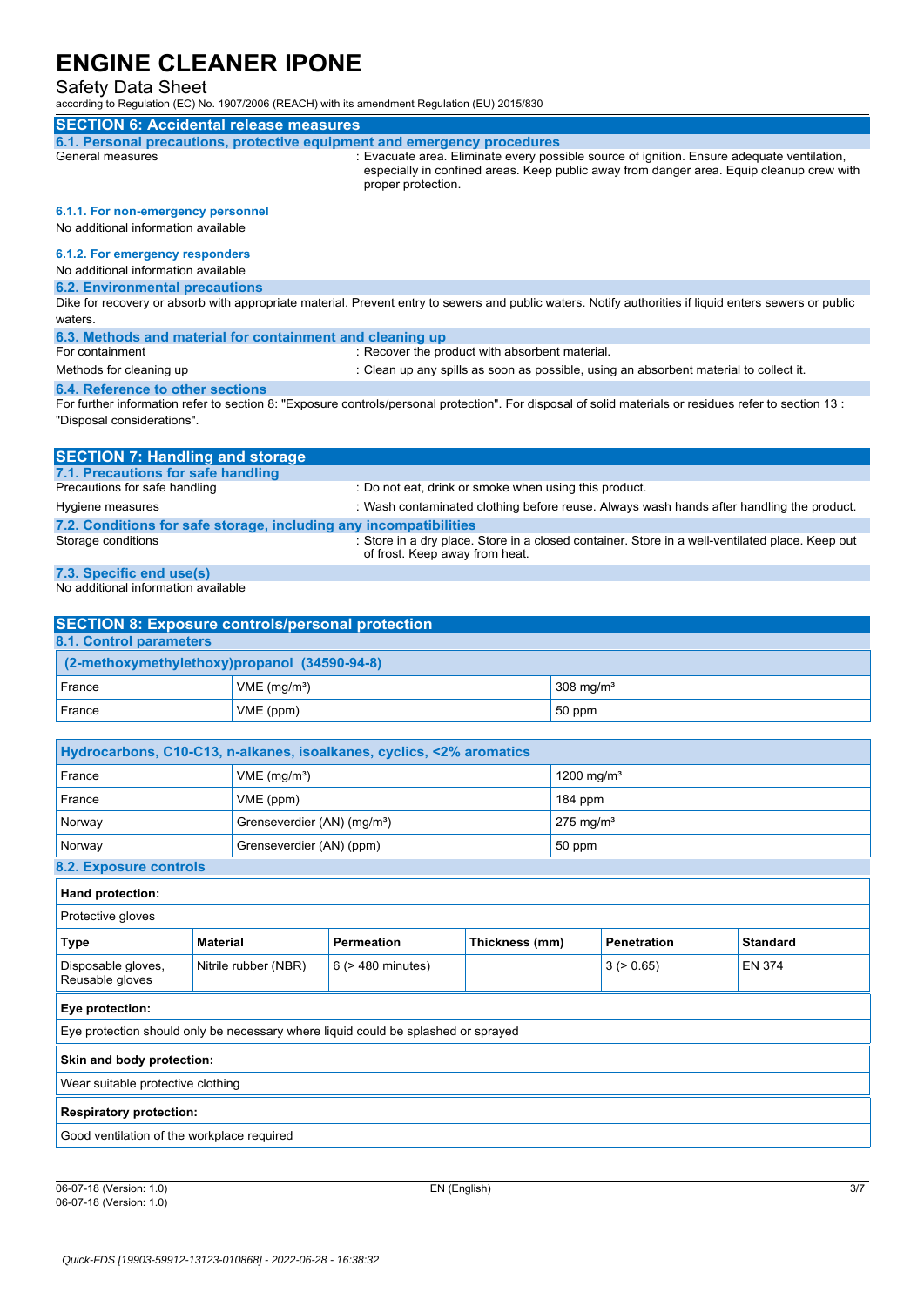# ENGINE CLEANER IPONE

Safety Data Sheet

according to Regulation (EC) No. 1907/2006 (REACH) with its amendment Regulation (EU) 2015/830

## SECTION 6: Accidental release measures

### 6.1. Personal precautions, protective equipment and emergency procedures

General measures : Evacuate area. Eliminate every possible source of ignition. Ensure adequate ventilation, especially in confined areas. Keep public away from danger area. Equip cleanup crew with proper protection.

#### 6.1.1. For non-emergency personnel

No additional information available

#### 6.1.2. For emergency responders

No additional information available

### 6.2. Environmental precautions

Dike for recovery or absorb with appropriate material. Prevent entry to sewers and public waters. Notify authorities if liquid enters sewers or public waters.

### 6.3. Methods and material for containment and cleaning up

For containment : Recover the product with absorbent material.

Methods for cleaning up : Clean up any spills as soon as possible, using an absorbent material to collect it.

### 6.4. Reference to other sections

For further information refer to section 8: "Exposure controls/personal protection". For disposal of solid materials or residues refer to section 13 : "Disposal considerations".

## SECTION 7: Handling and storage

### 7.1. Precautions for safe handling

Precautions for safe handling : Do not eat, drink or smoke when using this product.

Hygiene measures : Wash contaminated clothing before reuse. Always wash hands after handling the product.

### 7.2. Conditions for safe storage, including any incompatibilities

Storage conditions : Store in a dry place. Store in a closed container. Store in a well-ventilated place. Keep out of frost. Keep away from heat.

### 7.3. Specific end use(s)

No additional information available

## SECTION 8: Exposure controls/personal protection

### 8.1. Control parameters

| (2-methoxymethylethoxy)propanol (34590-94-8) | | |
|---|---|---|
| France | VME (mg/m³) | 308 mg/m³ |
| France | VME (ppm) | 50 ppm |

| Hydrocarbons, C10-C13, n-alkanes, isoalkanes, cyclics, <2% aromatics | | |
|---|---|---|
| France | VME (mg/m³) | 1200 mg/m³ |
| France | VME (ppm) | 184 ppm |
| Norway | Grenseverdier (AN) (mg/m³) | 275 mg/m³ |
| Norway | Grenseverdier (AN) (ppm) | 50 ppm |

### 8.2. Exposure controls

**Hand protection:**

Protective gloves

| Type | Material | Permeation | Thickness (mm) | Penetration | Standard |
|---|---|---|---|---|---|
| Disposable gloves, Reusable gloves | Nitrile rubber (NBR) | 6 (> 480 minutes) | | 3 (> 0.65) | EN 374 |

**Eye protection:**

Eye protection should only be necessary where liquid could be splashed or sprayed

**Skin and body protection:**

Wear suitable protective clothing

**Respiratory protection:**

Good ventilation of the workplace required

06-07-18 (Version: 1.0)
06-07-18 (Version: 1.0)

EN (English)

*Quick-FDS [19903-59912-13123-010868] - 2022-06-28 - 16:38:32*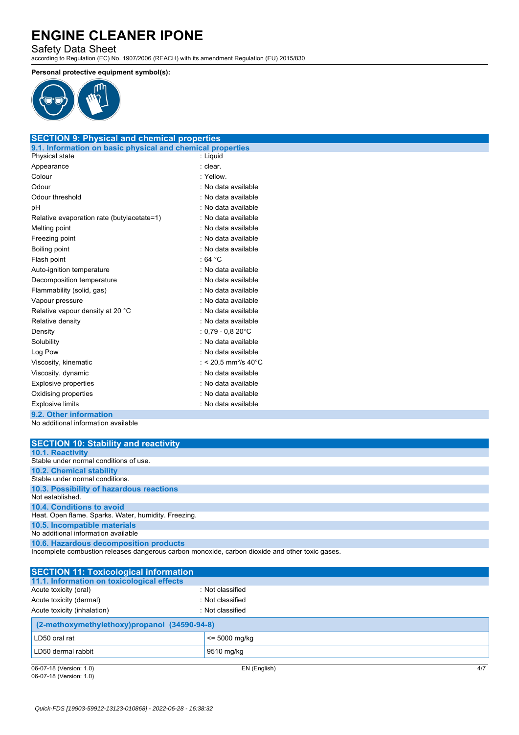**Personal protective equipment symbol(s):**

## SECTION 9: Physical and chemical properties

### 9.1. Information on basic physical and chemical properties

| Property | Value |
|---|---|
| Physical state | : Liquid |
| Appearance | : clear. |
| Colour | : Yellow. |
| Odour | : No data available |
| Odour threshold | : No data available |
| pH | : No data available |
| Relative evaporation rate (butylacetate=1) | : No data available |
| Melting point | : No data available |
| Freezing point | : No data available |
| Boiling point | : No data available |
| Flash point | : 64 °C |
| Auto-ignition temperature | : No data available |
| Decomposition temperature | : No data available |
| Flammability (solid, gas) | : No data available |
| Vapour pressure | : No data available |
| Relative vapour density at 20 °C | : No data available |
| Relative density | : No data available |
| Density | : 0,79 - 0,8 20°C |
| Solubility | : No data available |
| Log Pow | : No data available |
| Viscosity, kinematic | : < 20,5 mm²/s 40°C |
| Viscosity, dynamic | : No data available |
| Explosive properties | : No data available |
| Oxidising properties | : No data available |
| Explosive limits | : No data available |

### 9.2. Other information

No additional information available

## SECTION 10: Stability and reactivity

### 10.1. Reactivity

Stable under normal conditions of use.

### 10.2. Chemical stability

Stable under normal conditions.

### 10.3. Possibility of hazardous reactions

Not established.

### 10.4. Conditions to avoid

Heat. Open flame. Sparks. Water, humidity. Freezing.

### 10.5. Incompatible materials

No additional information available

### 10.6. Hazardous decomposition products

Incomplete combustion releases dangerous carbon monoxide, carbon dioxide and other toxic gases.

## SECTION 11: Toxicological information

### 11.1. Information on toxicological effects

| Property | Value |
|---|---|
| Acute toxicity (oral) | : Not classified |
| Acute toxicity (dermal) | : Not classified |
| Acute toxicity (inhalation) | : Not classified |

| (2-methoxymethylethoxy)propanol (34590-94-8) | |
|---|---|
| LD50 oral rat | <= 5000 mg/kg |
| LD50 dermal rabbit | 9510 mg/kg |

06-07-18 (Version: 1.0)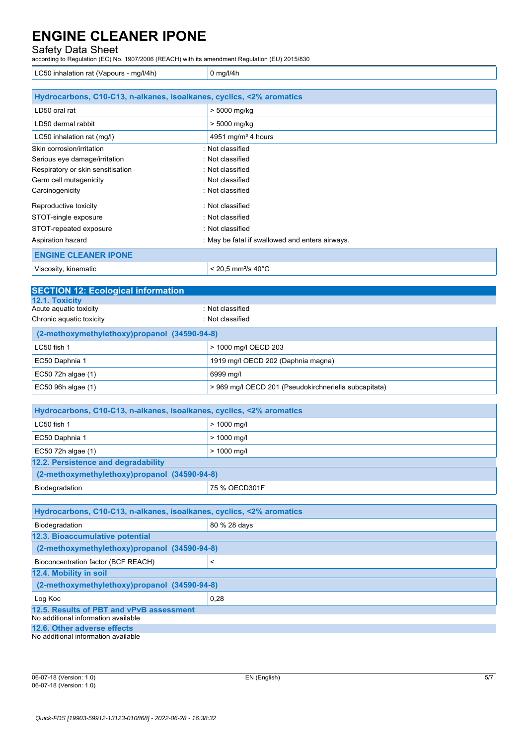| LC50 inhalation rat (Vapours - mg/l/4h) | 0 mg/l/4h |
|---|---|

| Hydrocarbons, C10-C13, n-alkanes, isoalkanes, cyclics, <2% aromatics | |
|---|---|
| LD50 oral rat | > 5000 mg/kg |
| LD50 dermal rabbit | > 5000 mg/kg |
| LC50 inhalation rat (mg/l) | 4951 mg/m³ 4 hours |

Skin corrosion/irritation : Not classified
Serious eye damage/irritation : Not classified
Respiratory or skin sensitisation : Not classified
Germ cell mutagenicity : Not classified
Carcinogenicity : Not classified

Reproductive toxicity : Not classified
STOT-single exposure : Not classified
STOT-repeated exposure : Not classified
Aspiration hazard : May be fatal if swallowed and enters airways.

| ENGINE CLEANER IPONE | |
|---|---|
| Viscosity, kinematic | < 20,5 mm²/s 40°C |

## SECTION 12: Ecological information

### 12.1. Toxicity

Acute aquatic toxicity : Not classified
Chronic aquatic toxicity : Not classified

| (2-methoxymethylethoxy)propanol (34590-94-8) | |
|---|---|
| LC50 fish 1 | > 1000 mg/l OECD 203 |
| EC50 Daphnia 1 | 1919 mg/l OECD 202 (Daphnia magna) |
| EC50 72h algae (1) | 6999 mg/l |
| EC50 96h algae (1) | > 969 mg/l OECD 201 (Pseudokirchneriella subcapitata) |

| Hydrocarbons, C10-C13, n-alkanes, isoalkanes, cyclics, <2% aromatics | |
|---|---|
| LC50 fish 1 | > 1000 mg/l |
| EC50 Daphnia 1 | > 1000 mg/l |
| EC50 72h algae (1) | > 1000 mg/l |

### 12.2. Persistence and degradability

| (2-methoxymethylethoxy)propanol (34590-94-8) | |
|---|---|
| Biodegradation | 75 % OECD301F |

| Hydrocarbons, C10-C13, n-alkanes, isoalkanes, cyclics, <2% aromatics | |
|---|---|
| Biodegradation | 80 % 28 days |

### 12.3. Bioaccumulative potential

| (2-methoxymethylethoxy)propanol (34590-94-8) | |
|---|---|
| Bioconcentration factor (BCF REACH) | < |

### 12.4. Mobility in soil

| (2-methoxymethylethoxy)propanol (34590-94-8) | |
|---|---|
| Log Koc | 0,28 |

### 12.5. Results of PBT and vPvB assessment

No additional information available

### 12.6. Other adverse effects

No additional information available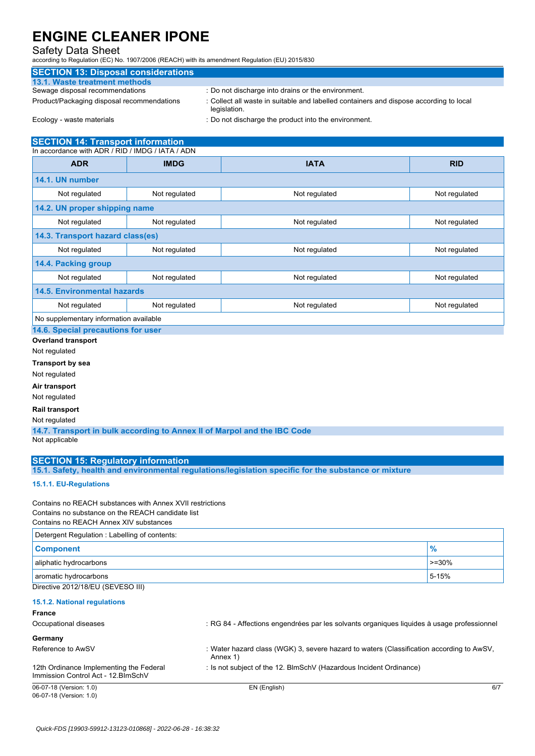## SECTION 13: Disposal considerations

### 13.1. Waste treatment methods

Sewage disposal recommendations : Do not discharge into drains or the environment.

Product/Packaging disposal recommendations : Collect all waste in suitable and labelled containers and dispose according to local legislation.

Ecology - waste materials : Do not discharge the product into the environment.

## SECTION 14: Transport information

In accordance with ADR / RID / IMDG / IATA / ADN

| ADR | IMDG | IATA | RID |
|---|---|---|---|
| **14.1. UN number** | | | |
| Not regulated | Not regulated | Not regulated | Not regulated |
| **14.2. UN proper shipping name** | | | |
| Not regulated | Not regulated | Not regulated | Not regulated |
| **14.3. Transport hazard class(es)** | | | |
| Not regulated | Not regulated | Not regulated | Not regulated |
| **14.4. Packing group** | | | |
| Not regulated | Not regulated | Not regulated | Not regulated |
| **14.5. Environmental hazards** | | | |
| Not regulated | Not regulated | Not regulated | Not regulated |
| No supplementary information available | | | |

### 14.6. Special precautions for user

**Overland transport**

Not regulated

**Transport by sea**

Not regulated

**Air transport**

Not regulated

**Rail transport**

Not regulated

### 14.7. Transport in bulk according to Annex II of Marpol and the IBC Code

Not applicable

## SECTION 15: Regulatory information

### 15.1. Safety, health and environmental regulations/legislation specific for the substance or mixture

#### 15.1.1. EU-Regulations

Contains no REACH substances with Annex XVII restrictions
Contains no substance on the REACH candidate list
Contains no REACH Annex XIV substances

Detergent Regulation : Labelling of contents:

| Component | % |
|---|---|
| aliphatic hydrocarbons | >=30% |
| aromatic hydrocarbons | 5-15% |

Directive 2012/18/EU (SEVESO III)

#### 15.1.2. National regulations

**France**

Occupational diseases : RG 84 - Affections engendrées par les solvants organiques liquides à usage professionnel

**Germany**

Reference to AwSV : Water hazard class (WGK) 3, severe hazard to waters (Classification according to AwSV, Annex 1)

12th Ordinance Implementing the Federal Immission Control Act - 12.BImSchV : Is not subject of the 12. BlmSchV (Hazardous Incident Ordinance)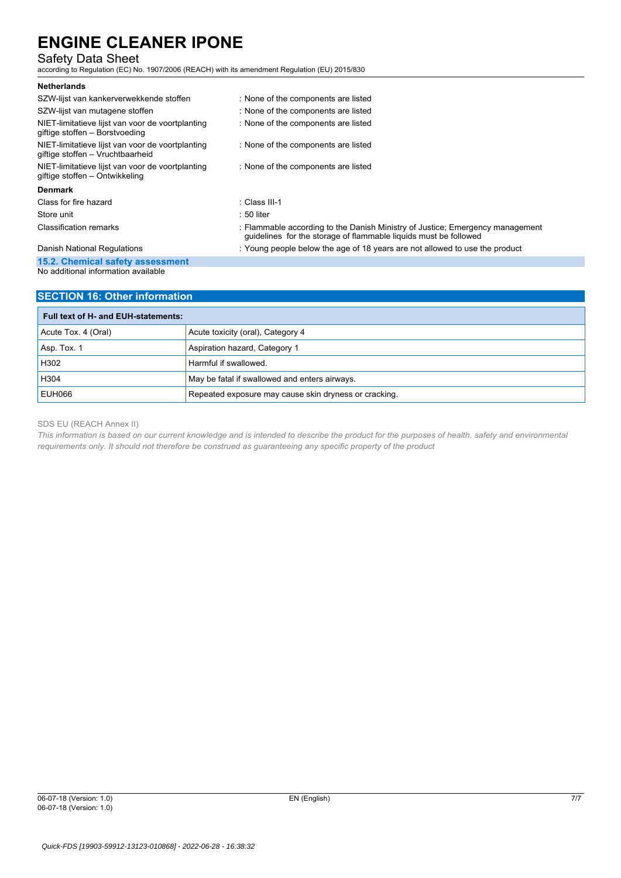**Netherlands**

| | |
|---|---|
| SZW-lijst van kankerverwekkende stoffen | : None of the components are listed |
| SZW-lijst van mutagene stoffen | : None of the components are listed |
| NIET-limitatieve lijst van voor de voortplanting giftige stoffen – Borstvoeding | : None of the components are listed |
| NIET-limitatieve lijst van voor de voortplanting giftige stoffen – Vruchtbaarheid | : None of the components are listed |
| NIET-limitatieve lijst van voor de voortplanting giftige stoffen – Ontwikkeling | : None of the components are listed |

**Denmark**

| | |
|---|---|
| Class for fire hazard | : Class III-1 |
| Store unit | : 50 liter |
| Classification remarks | : Flammable according to the Danish Ministry of Justice; Emergency management guidelines for the storage of flammable liquids must be followed |
| Danish National Regulations | : Young people below the age of 18 years are not allowed to use the product |

### 15.2. Chemical safety assessment

No additional information available

## SECTION 16: Other information

| Full text of H- and EUH-statements: | |
|---|---|
| Acute Tox. 4 (Oral) | Acute toxicity (oral), Category 4 |
| Asp. Tox. 1 | Aspiration hazard, Category 1 |
| H302 | Harmful if swallowed. |
| H304 | May be fatal if swallowed and enters airways. |
| EUH066 | Repeated exposure may cause skin dryness or cracking. |

SDS EU (REACH Annex II)

*This information is based on our current knowledge and is intended to describe the product for the purposes of health, safety and environmental requirements only. It should not therefore be construed as guaranteeing any specific property of the product*